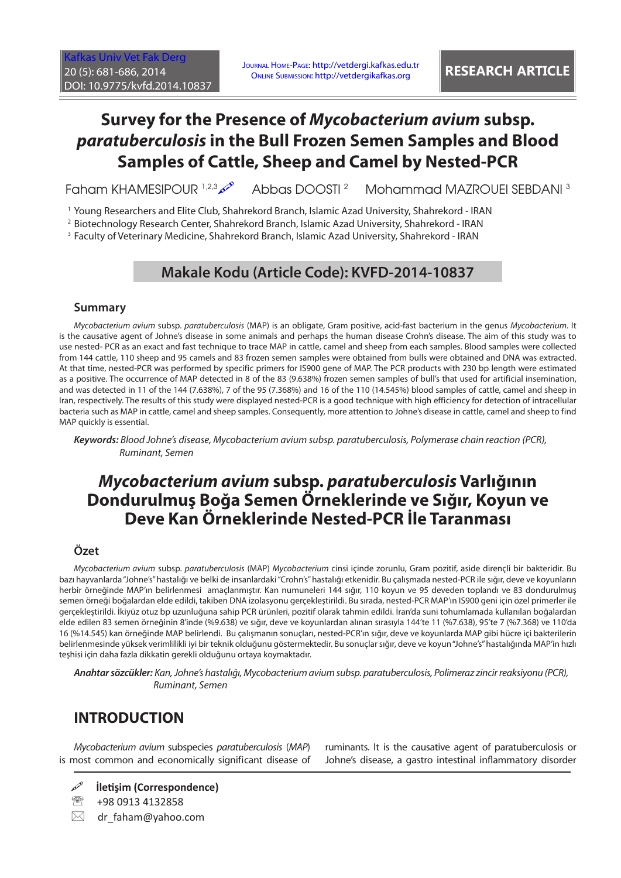RESEARCH ARTICLE

# Survey for the Presence of *Mycobacterium avium* subsp. *paratuberculosis* in the Bull Frozen Semen Samples and Blood Samples of Cattle, Sheep and Camel by Nested-PCR

Faham KHAMESIPOUR [1,2,3] Abbas DOOSTI [2] Mohammad MAZROUEI SEBDANI [3]

[1] Young Researchers and Elite Club, Shahrekord Branch, Islamic Azad University, Shahrekord - IRAN

[2] Biotechnology Research Center, Shahrekord Branch, Islamic Azad University, Shahrekord - IRAN

[3] Faculty of Veterinary Medicine, Shahrekord Branch, Islamic Azad University, Shahrekord - IRAN

**Makale Kodu (Article Code): KVFD-2014-10837**

## Summary

*Mycobacterium avium* subsp. *paratuberculosis* (MAP) is an obligate, Gram positive, acid-fast bacterium in the genus *Mycobacterium*. It is the causative agent of Johne's disease in some animals and perhaps the human disease Crohn's disease. The aim of this study was to use nested- PCR as an exact and fast technique to trace MAP in cattle, camel and sheep from each samples. Blood samples were collected from 144 cattle, 110 sheep and 95 camels and 83 frozen semen samples were obtained from bulls were obtained and DNA was extracted. At that time, nested-PCR was performed by specific primers for IS900 gene of MAP. The PCR products with 230 bp length were estimated as a positive. The occurrence of MAP detected in 8 of the 83 (9.638%) frozen semen samples of bull's that used for artificial insemination, and was detected in 11 of the 144 (7.638%), 7 of the 95 (7.368%) and 16 of the 110 (14.545%) blood samples of cattle, camel and sheep in Iran, respectively. The results of this study were displayed nested-PCR is a good technique with high efficiency for detection of intracellular bacteria such as MAP in cattle, camel and sheep samples. Consequently, more attention to Johne's disease in cattle, camel and sheep to find MAP quickly is essential.

***Keywords:*** *Blood Johne's disease, Mycobacterium avium subsp. paratuberculosis, Polymerase chain reaction (PCR), Ruminant, Semen*

# *Mycobacterium avium* subsp. *paratuberculosis* Varlığının Dondurulmuş Boğa Semen Örneklerinde ve Sığır, Koyun ve Deve Kan Örneklerinde Nested-PCR İle Taranması

## Özet

*Mycobacterium avium* subsp. *paratuberculosis* (MAP) *Mycobacterium* cinsi içinde zorunlu, Gram pozitif, aside dirençli bir bakteridir. Bu bazı hayvanlarda "Johne's" hastalığı ve belki de insanlardaki "Crohn's" hastalığı etkenidir. Bu çalışmada nested-PCR ile sığır, deve ve koyunların herbir örneğinde MAP'ın belirlenmesi amaçlanmıştır. Kan numuneleri 144 sığır, 110 koyun ve 95 deveden toplandı ve 83 dondurulmuş semen örneği boğalardan elde edildi, takiben DNA izolasyonu gerçekleştirildi. Bu sırada, nested-PCR MAP'ın IS900 geni için özel primerler ile gerçekleştirildi. İkiyüz otuz bp uzunluğuna sahip PCR ürünleri, pozitif olarak tahmin edildi. İran'da suni tohumlamada kullanılan boğalardan elde edilen 83 semen örneğinin 8'inde (%9.638) ve sığır, deve ve koyunlardan alınan sırasıyla 144'te 11 (%7.638), 95'te 7 (%7.368) ve 110'da 16 (%14.545) kan örneğinde MAP belirlendi. Bu çalışmanın sonuçları, nested-PCR'ın sığır, deve ve koyunlarda MAP gibi hücre içi bakterilerin belirlenmesinde yüksek verimlilikli iyi bir teknik olduğunu göstermektedir. Bu sonuçlar sığır, deve ve koyun "Johne's" hastalığında MAP'ın hızlı teşhisi için daha fazla dikkatin gerekli olduğunu ortaya koymaktadır.

***Anahtar sözcükler:*** *Kan, Johne's hastalığı, Mycobacterium avium subsp. paratuberculosis, Polimeraz zincir reaksiyonu (PCR), Ruminant, Semen*

## INTRODUCTION

*Mycobacterium avium* subspecies *paratuberculosis* (*MAP*) is most common and economically significant disease of ruminants. It is the causative agent of paratuberculosis or Johne's disease, a gastro intestinal inflammatory disorder

**İletişim (Correspondence)**

+98 0913 4132858

dr_faham@yahoo.com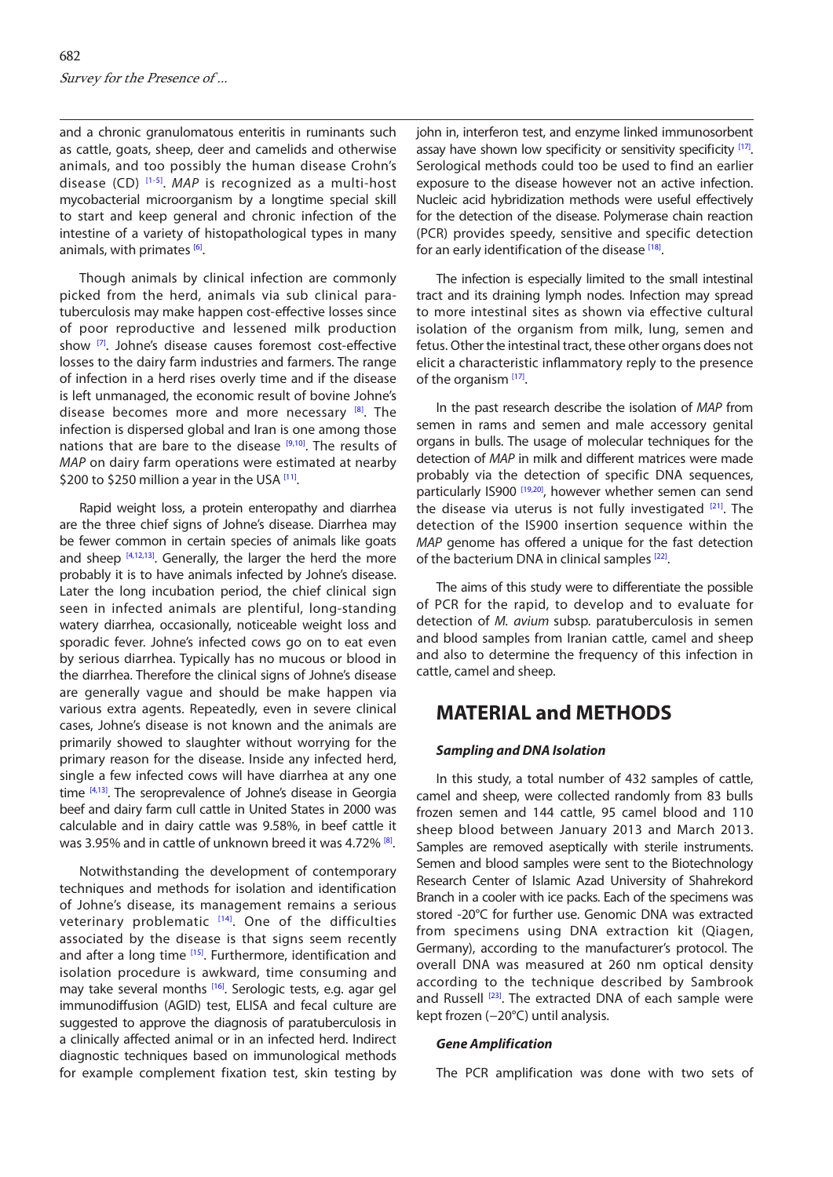and a chronic granulomatous enteritis in ruminants such as cattle, goats, sheep, deer and camelids and otherwise animals, and too possibly the human disease Crohn's disease (CD) [1-5]. *MAP* is recognized as a multi-host mycobacterial microorganism by a longtime special skill to start and keep general and chronic infection of the intestine of a variety of histopathological types in many animals, with primates [6].

Though animals by clinical infection are commonly picked from the herd, animals via sub clinical paratuberculosis may make happen cost-effective losses since of poor reproductive and lessened milk production show [7]. Johne's disease causes foremost cost-effective losses to the dairy farm industries and farmers. The range of infection in a herd rises overly time and if the disease is left unmanaged, the economic result of bovine Johne's disease becomes more and more necessary [8]. The infection is dispersed global and Iran is one among those nations that are bare to the disease [9,10]. The results of *MAP* on dairy farm operations were estimated at nearby \$200 to \$250 million a year in the USA [11].

Rapid weight loss, a protein enteropathy and diarrhea are the three chief signs of Johne's disease. Diarrhea may be fewer common in certain species of animals like goats and sheep [4,12,13]. Generally, the larger the herd the more probably it is to have animals infected by Johne's disease. Later the long incubation period, the chief clinical sign seen in infected animals are plentiful, long-standing watery diarrhea, occasionally, noticeable weight loss and sporadic fever. Johne's infected cows go on to eat even by serious diarrhea. Typically has no mucous or blood in the diarrhea. Therefore the clinical signs of Johne's disease are generally vague and should be make happen via various extra agents. Repeatedly, even in severe clinical cases, Johne's disease is not known and the animals are primarily showed to slaughter without worrying for the primary reason for the disease. Inside any infected herd, single a few infected cows will have diarrhea at any one time [4,13]. The seroprevalence of Johne's disease in Georgia beef and dairy farm cull cattle in United States in 2000 was calculable and in dairy cattle was 9.58%, in beef cattle it was 3.95% and in cattle of unknown breed it was 4.72% [8].

Notwithstanding the development of contemporary techniques and methods for isolation and identification of Johne's disease, its management remains a serious veterinary problematic [14]. One of the difficulties associated by the disease is that signs seem recently and after a long time [15]. Furthermore, identification and isolation procedure is awkward, time consuming and may take several months [16]. Serologic tests, e.g. agar gel immunodiffusion (AGID) test, ELISA and fecal culture are suggested to approve the diagnosis of paratuberculosis in a clinically affected animal or in an infected herd. Indirect diagnostic techniques based on immunological methods for example complement fixation test, skin testing by john in, interferon test, and enzyme linked immunosorbent assay have shown low specificity or sensitivity specificity [17]. Serological methods could too be used to find an earlier exposure to the disease however not an active infection. Nucleic acid hybridization methods were useful effectively for the detection of the disease. Polymerase chain reaction (PCR) provides speedy, sensitive and specific detection for an early identification of the disease [18].

The infection is especially limited to the small intestinal tract and its draining lymph nodes. Infection may spread to more intestinal sites as shown via effective cultural isolation of the organism from milk, lung, semen and fetus. Other the intestinal tract, these other organs does not elicit a characteristic inflammatory reply to the presence of the organism [17].

In the past research describe the isolation of *MAP* from semen in rams and semen and male accessory genital organs in bulls. The usage of molecular techniques for the detection of *MAP* in milk and different matrices were made probably via the detection of specific DNA sequences, particularly IS900 [19,20], however whether semen can send the disease via uterus is not fully investigated [21]. The detection of the IS900 insertion sequence within the *MAP* genome has offered a unique for the fast detection of the bacterium DNA in clinical samples [22].

The aims of this study were to differentiate the possible of PCR for the rapid, to develop and to evaluate for detection of *M. avium* subsp. paratuberculosis in semen and blood samples from Iranian cattle, camel and sheep and also to determine the frequency of this infection in cattle, camel and sheep.

## MATERIAL and METHODS

### *Sampling and DNA Isolation*

In this study, a total number of 432 samples of cattle, camel and sheep, were collected randomly from 83 bulls frozen semen and 144 cattle, 95 camel blood and 110 sheep blood between January 2013 and March 2013. Samples are removed aseptically with sterile instruments. Semen and blood samples were sent to the Biotechnology Research Center of Islamic Azad University of Shahrekord Branch in a cooler with ice packs. Each of the specimens was stored -20°C for further use. Genomic DNA was extracted from specimens using DNA extraction kit (Qiagen, Germany), according to the manufacturer's protocol. The overall DNA was measured at 260 nm optical density according to the technique described by Sambrook and Russell [23]. The extracted DNA of each sample were kept frozen (−20°C) until analysis.

### *Gene Amplification*

The PCR amplification was done with two sets of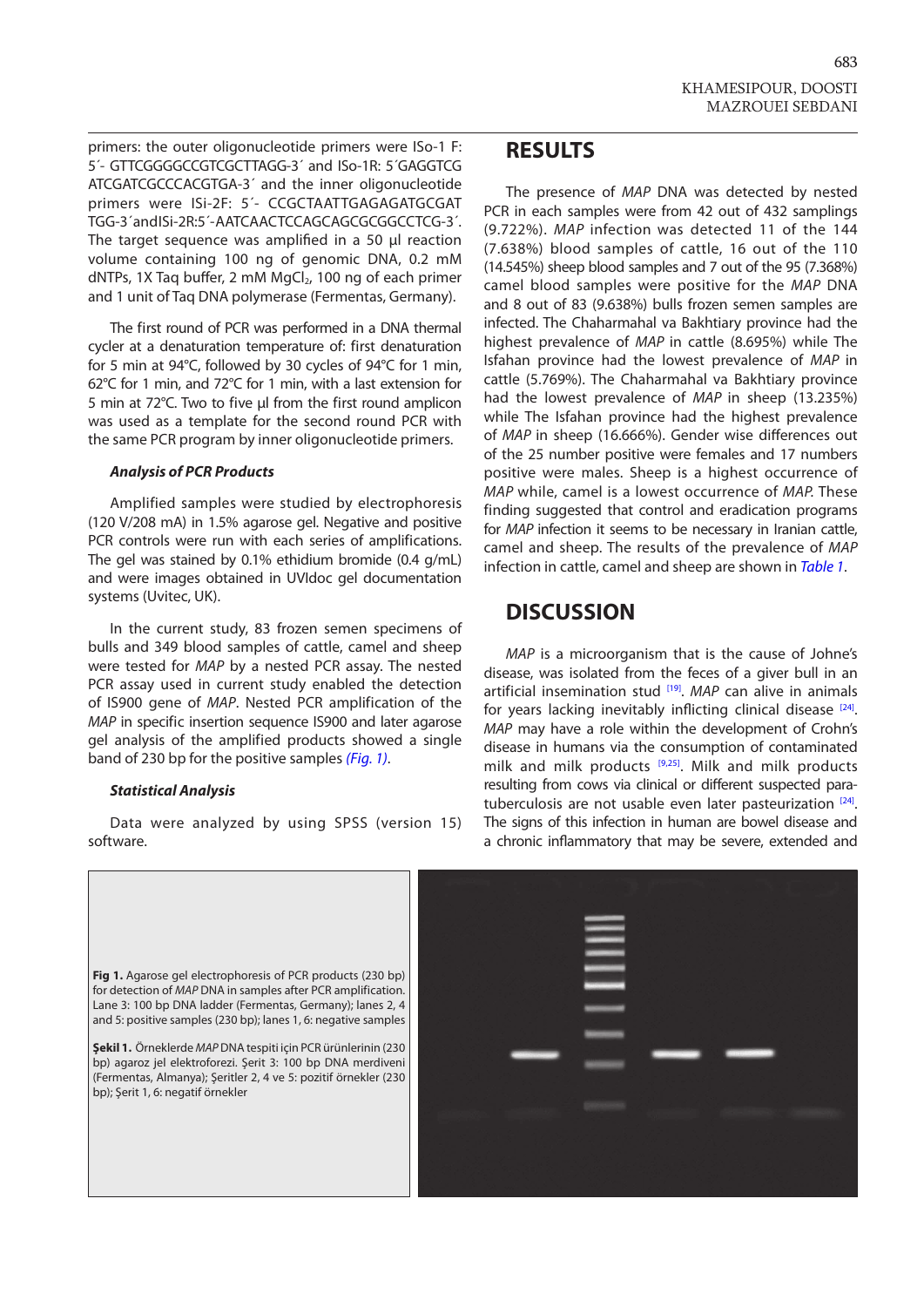primers: the outer oligonucleotide primers were ISo-1 F: 5´- GTTCGGGGCCGTCGCTTAGG-3´ and ISo-1R: 5´GAGGTCG ATCGATCGCCCACGTGA-3´ and the inner oligonucleotide primers were ISi-2F: 5´- CCGCTAATTGAGAGATGCGAT TGG-3´andISi-2R:5´-AATCAACTCCAGCAGCGCGGCCTCG-3´. The target sequence was amplified in a 50 µl reaction volume containing 100 ng of genomic DNA, 0.2 mM dNTPs, 1X Taq buffer, 2 mM $MgCl_2$, 100 ng of each primer and 1 unit of Taq DNA polymerase (Fermentas, Germany).

The first round of PCR was performed in a DNA thermal cycler at a denaturation temperature of: first denaturation for 5 min at 94°C, followed by 30 cycles of 94°C for 1 min, 62°C for 1 min, and 72°C for 1 min, with a last extension for 5 min at 72°C. Two to five µl from the first round amplicon was used as a template for the second round PCR with the same PCR program by inner oligonucleotide primers.

#### *Analysis of PCR Products*

Amplified samples were studied by electrophoresis (120 V/208 mA) in 1.5% agarose gel. Negative and positive PCR controls were run with each series of amplifications. The gel was stained by 0.1% ethidium bromide (0.4 g/mL) and were images obtained in UVIdoc gel documentation systems (Uvitec, UK).

In the current study, 83 frozen semen specimens of bulls and 349 blood samples of cattle, camel and sheep were tested for *MAP* by a nested PCR assay. The nested PCR assay used in current study enabled the detection of IS900 gene of *MAP*. Nested PCR amplification of the *MAP* in specific insertion sequence IS900 and later agarose gel analysis of the amplified products showed a single band of 230 bp for the positive samples *(Fig. 1)*.

#### *Statistical Analysis*

Data were analyzed by using SPSS (version 15) software.

## RESULTS

The presence of *MAP* DNA was detected by nested PCR in each samples were from 42 out of 432 samplings (9.722%). *MAP* infection was detected 11 of the 144 (7.638%) blood samples of cattle, 16 out of the 110 (14.545%) sheep blood samples and 7 out of the 95 (7.368%) camel blood samples were positive for the *MAP* DNA and 8 out of 83 (9.638%) bulls frozen semen samples are infected. The Chaharmahal va Bakhtiary province had the highest prevalence of *MAP* in cattle (8.695%) while The Isfahan province had the lowest prevalence of *MAP* in cattle (5.769%). The Chaharmahal va Bakhtiary province had the lowest prevalence of *MAP* in sheep (13.235%) while The Isfahan province had the highest prevalence of *MAP* in sheep (16.666%). Gender wise differences out of the 25 number positive were females and 17 numbers positive were males. Sheep is a highest occurrence of *MAP* while, camel is a lowest occurrence of *MAP.* These finding suggested that control and eradication programs for *MAP* infection it seems to be necessary in Iranian cattle, camel and sheep. The results of the prevalence of *MAP* infection in cattle, camel and sheep are shown in *Table 1*.

## DISCUSSION

*MAP* is a microorganism that is the cause of Johne's disease, was isolated from the feces of a giver bull in an artificial insemination stud [19]. *MAP* can alive in animals for years lacking inevitably inflicting clinical disease [24]. *MAP* may have a role within the development of Crohn's disease in humans via the consumption of contaminated milk and milk products [9,25]. Milk and milk products resulting from cows via clinical or different suspected paratuberculosis are not usable even later pasteurization [24]. The signs of this infection in human are bowel disease and a chronic inflammatory that may be severe, extended and

**Fig 1.** Agarose gel electrophoresis of PCR products (230 bp) for detection of *MAP* DNA in samples after PCR amplification. Lane 3: 100 bp DNA ladder (Fermentas, Germany); lanes 2, 4 and 5: positive samples (230 bp); lanes 1, 6: negative samples

**Şekil 1.** Örneklerde *MAP* DNA tespiti için PCR ürünlerinin (230 bp) agaroz jel elektroforezi. Şerit 3: 100 bp DNA merdiveni (Fermentas, Almanya); Şeritler 2, 4 ve 5: pozitif örnekler (230 bp); Şerit 1, 6: negatif örnekler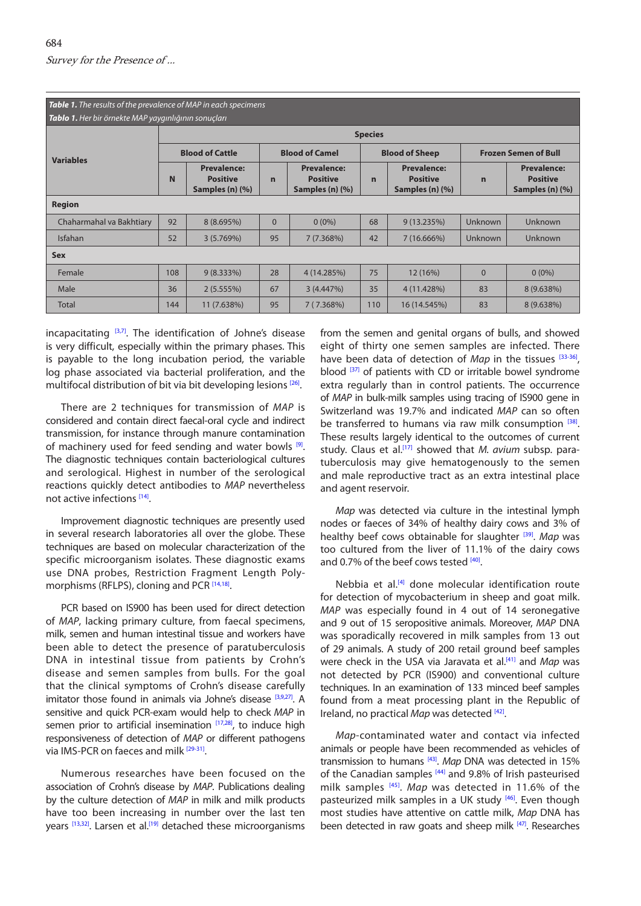**Table 1.** *The results of the prevalence of MAP in each specimens*
**Tablo 1.** *Her bir örnekte MAP yaygınlığının sonuçları*

| Variables | Species | | | | | | | |
|---|---|---|---|---|---|---|---|---|
| | Blood of Cattle | | Blood of Camel | | Blood of Sheep | | Frozen Semen of Bull | |
| | N | Prevalence: Positive Samples (n) (%) | n | Prevalence: Positive Samples (n) (%) | n | Prevalence: Positive Samples (n) (%) | n | Prevalence: Positive Samples (n) (%) |
| **Region** | | | | | | | | |
| Chaharmahal va Bakhtiary | 92 | 8 (8.695%) | 0 | 0 (0%) | 68 | 9 (13.235%) | Unknown | Unknown |
| Isfahan | 52 | 3 (5.769%) | 95 | 7 (7.368%) | 42 | 7 (16.666%) | Unknown | Unknown |
| **Sex** | | | | | | | | |
| Female | 108 | 9 (8.333%) | 28 | 4 (14.285%) | 75 | 12 (16%) | 0 | 0 (0%) |
| Male | 36 | 2 (5.555%) | 67 | 3 (4.447%) | 35 | 4 (11.428%) | 83 | 8 (9.638%) |
| Total | 144 | 11 (7.638%) | 95 | 7 ( 7.368%) | 110 | 16 (14.545%) | 83 | 8 (9.638%) |

incapacitating [3,7]. The identification of Johne's disease is very difficult, especially within the primary phases. This is payable to the long incubation period, the variable log phase associated via bacterial proliferation, and the multifocal distribution of bit via bit developing lesions [26].

There are 2 techniques for transmission of *MAP* is considered and contain direct faecal-oral cycle and indirect transmission, for instance through manure contamination of machinery used for feed sending and water bowls [9]. The diagnostic techniques contain bacteriological cultures and serological. Highest in number of the serological reactions quickly detect antibodies to *MAP* nevertheless not active infections [14].

Improvement diagnostic techniques are presently used in several research laboratories all over the globe. These techniques are based on molecular characterization of the specific microorganism isolates. These diagnostic exams use DNA probes, Restriction Fragment Length Polymorphisms (RFLPS), cloning and PCR [14,18].

PCR based on IS900 has been used for direct detection of *MAP*, lacking primary culture, from faecal specimens, milk, semen and human intestinal tissue and workers have been able to detect the presence of paratuberculosis DNA in intestinal tissue from patients by Crohn's disease and semen samples from bulls. For the goal that the clinical symptoms of Crohn's disease carefully imitator those found in animals via Johne's disease [3,9,27]. A sensitive and quick PCR-exam would help to check *MAP* in semen prior to artificial insemination [17,28], to induce high responsiveness of detection of *MAP* or different pathogens via IMS-PCR on faeces and milk [29-31].

Numerous researches have been focused on the association of Crohn's disease by *MAP*. Publications dealing by the culture detection of *MAP* in milk and milk products have too been increasing in number over the last ten years [13,32]. Larsen et al.[19] detached these microorganisms from the semen and genital organs of bulls, and showed eight of thirty one semen samples are infected. There have been data of detection of *Map* in the tissues [33-36], blood [37] of patients with CD or irritable bowel syndrome extra regularly than in control patients. The occurrence of *MAP* in bulk-milk samples using tracing of IS900 gene in Switzerland was 19.7% and indicated *MAP* can so often be transferred to humans via raw milk consumption [38]. These results largely identical to the outcomes of current study. Claus et al.[17] showed that *M. avium* subsp. paratuberculosis may give hematogenously to the semen and male reproductive tract as an extra intestinal place and agent reservoir.

*Map* was detected via culture in the intestinal lymph nodes or faeces of 34% of healthy dairy cows and 3% of healthy beef cows obtainable for slaughter [39]. *Map* was too cultured from the liver of 11.1% of the dairy cows and 0.7% of the beef cows tested [40].

Nebbia et al.[4] done molecular identification route for detection of mycobacterium in sheep and goat milk. *MAP* was especially found in 4 out of 14 seronegative and 9 out of 15 seropositive animals. Moreover, *MAP* DNA was sporadically recovered in milk samples from 13 out of 29 animals. A study of 200 retail ground beef samples were check in the USA via Jaravata et al.[41] and *Map* was not detected by PCR (IS900) and conventional culture techniques. In an examination of 133 minced beef samples found from a meat processing plant in the Republic of Ireland, no practical *Map* was detected [42].

*Map*-contaminated water and contact via infected animals or people have been recommended as vehicles of transmission to humans [43]. *Map* DNA was detected in 15% of the Canadian samples [44] and 9.8% of Irish pasteurised milk samples [45]. *Map* was detected in 11.6% of the pasteurized milk samples in a UK study [46]. Even though most studies have attentive on cattle milk, *Map* DNA has been detected in raw goats and sheep milk [47]. Researches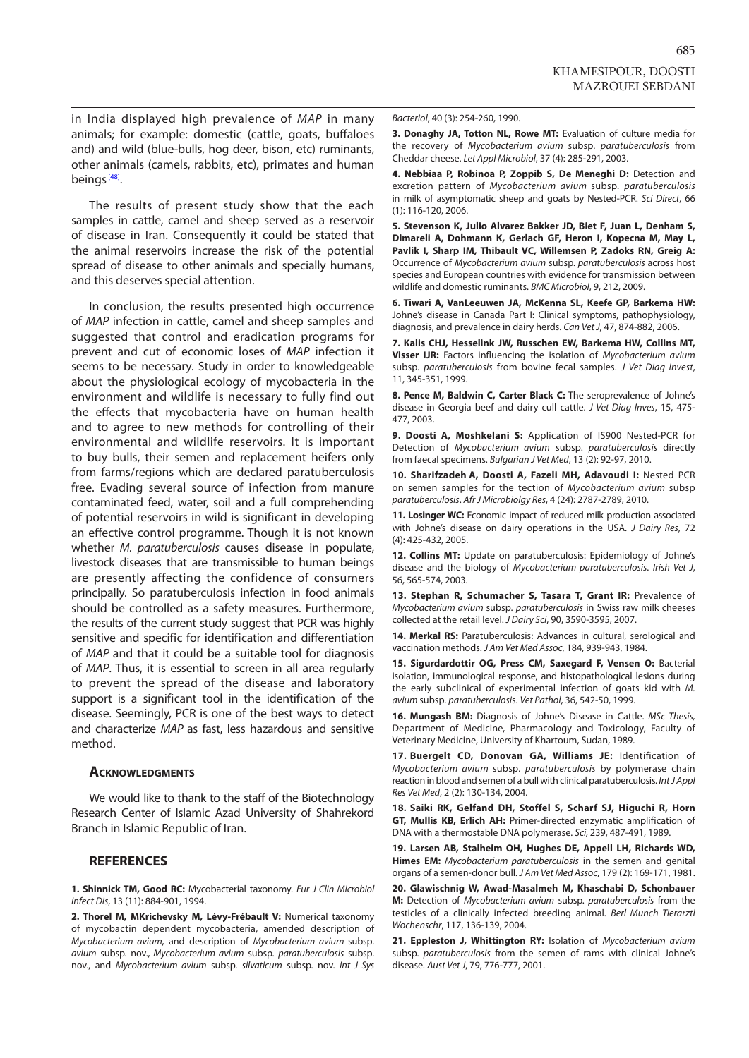in India displayed high prevalence of *MAP* in many animals; for example: domestic (cattle, goats, buffaloes and) and wild (blue-bulls, hog deer, bison, etc) ruminants, other animals (camels, rabbits, etc), primates and human beings [48].

The results of present study show that the each samples in cattle, camel and sheep served as a reservoir of disease in Iran. Consequently it could be stated that the animal reservoirs increase the risk of the potential spread of disease to other animals and specially humans, and this deserves special attention.

In conclusion, the results presented high occurrence of *MAP* infection in cattle, camel and sheep samples and suggested that control and eradication programs for prevent and cut of economic loses of *MAP* infection it seems to be necessary. Study in order to knowledgeable about the physiological ecology of mycobacteria in the environment and wildlife is necessary to fully find out the effects that mycobacteria have on human health and to agree to new methods for controlling of their environmental and wildlife reservoirs. It is important to buy bulls, their semen and replacement heifers only from farms/regions which are declared paratuberculosis free. Evading several source of infection from manure contaminated feed, water, soil and a full comprehending of potential reservoirs in wild is significant in developing an effective control programme. Though it is not known whether *M. paratuberculosis* causes disease in populate, livestock diseases that are transmissible to human beings are presently affecting the confidence of consumers principally. So paratuberculosis infection in food animals should be controlled as a safety measures. Furthermore, the results of the current study suggest that PCR was highly sensitive and specific for identification and differentiation of *MAP* and that it could be a suitable tool for diagnosis of *MAP*. Thus, it is essential to screen in all area regularly to prevent the spread of the disease and laboratory support is a significant tool in the identification of the disease. Seemingly, PCR is one of the best ways to detect and characterize *MAP* as fast, less hazardous and sensitive method.

## Acknowledgments

We would like to thank to the staff of the Biotechnology Research Center of Islamic Azad University of Shahrekord Branch in Islamic Republic of Iran.

## REFERENCES

**1. Shinnick TM, Good RC:** Mycobacterial taxonomy. *Eur J Clin Microbiol Infect Dis*, 13 (11): 884-901, 1994.

**2. Thorel M, MKrichevsky M, Lévy-Frébault V:** Numerical taxonomy of mycobactin dependent mycobacteria, amended description of *Mycobacterium avium*, and description of *Mycobacterium avium* subsp. *avium* subsp. nov., *Mycobacterium avium* subsp. *paratuberculosis* subsp. nov., and *Mycobacterium avium* subsp. *silvaticum* subsp. nov. *Int J Sys Bacteriol*, 40 (3): 254-260, 1990.

**3. Donaghy JA, Totton NL, Rowe MT:** Evaluation of culture media for the recovery of *Mycobacterium avium* subsp. *paratuberculosis* from Cheddar cheese. *Let Appl Microbiol*, 37 (4): 285-291, 2003.

**4. Nebbiaa P, Robinoa P, Zoppib S, De Meneghi D:** Detection and excretion pattern of *Mycobacterium avium* subsp. *paratuberculosis* in milk of asymptomatic sheep and goats by Nested-PCR. *Sci Direct*, 66 (1): 116-120, 2006.

**5. Stevenson K, Julio Alvarez Bakker JD, Biet F, Juan L, Denham S, Dimareli A, Dohmann K, Gerlach GF, Heron I, Kopecna M, May L, Pavlik I, Sharp IM, Thibault VC, Willemsen P, Zadoks RN, Greig A:** Occurrence of *Mycobacterium avium* subsp. *paratuberculosis* across host species and European countries with evidence for transmission between wildlife and domestic ruminants. *BMC Microbiol*, 9, 212, 2009.

**6. Tiwari A, VanLeeuwen JA, McKenna SL, Keefe GP, Barkema HW:** Johne's disease in Canada Part I: Clinical symptoms, pathophysiology, diagnosis, and prevalence in dairy herds. *Can Vet J*, 47, 874-882, 2006.

**7. Kalis CHJ, Hesselink JW, Russchen EW, Barkema HW, Collins MT, Visser IJR:** Factors influencing the isolation of *Mycobacterium avium* subsp. *paratuberculosis* from bovine fecal samples. *J Vet Diag Invest*, 11, 345-351, 1999.

**8. Pence M, Baldwin C, Carter Black C:** The seroprevalence of Johne's disease in Georgia beef and dairy cull cattle. *J Vet Diag Inves*, 15, 475-477, 2003.

**9. Doosti A, Moshkelani S:** Application of IS900 Nested-PCR for Detection of *Mycobacterium avium* subsp. *paratuberculosis* directly from faecal specimens. *Bulgarian J Vet Med*, 13 (2): 92-97, 2010.

**10. Sharifzadeh A, Doosti A, Fazeli MH, Adavoudi I:** Nested PCR on semen samples for the tection of *Mycobacterium avium* subsp *paratuberculosis*. *Afr J Microbiolgy Res*, 4 (24): 2787-2789, 2010.

**11. Losinger WC:** Economic impact of reduced milk production associated with Johne's disease on dairy operations in the USA. *J Dairy Res*, 72 (4): 425-432, 2005.

**12. Collins MT:** Update on paratuberculosis: Epidemiology of Johne's disease and the biology of *Mycobacterium paratuberculosis*. *Irish Vet J*, 56, 565-574, 2003.

**13. Stephan R, Schumacher S, Tasara T, Grant IR:** Prevalence of *Mycobacterium avium* subsp. *paratuberculosis* in Swiss raw milk cheeses collected at the retail level. *J Dairy Sci*, 90, 3590-3595, 2007.

**14. Merkal RS:** Paratuberculosis: Advances in cultural, serological and vaccination methods. *J Am Vet Med Assoc*, 184, 939-943, 1984.

**15. Sigurdardottir OG, Press CM, Saxegard F, Vensen O:** Bacterial isolation, immunological response, and histopathological lesions during the early subclinical of experimental infection of goats kid with *M. avium* subsp. *paratuberculosis*. *Vet Pathol*, 36, 542-50, 1999.

**16. Mungash BM:** Diagnosis of Johne's Disease in Cattle. *MSc Thesis,* Department of Medicine, Pharmacology and Toxicology, Faculty of Veterinary Medicine, University of Khartoum, Sudan, 1989.

**17. Buergelt CD, Donovan GA, Williams JE:** Identification of *Mycobacterium avium* subsp. *paratuberculosis* by polymerase chain reaction in blood and semen of a bull with clinical paratuberculosis. *Int J Appl Res Vet Med*, 2 (2): 130-134, 2004.

**18. Saiki RK, Gelfand DH, Stoffel S, Scharf SJ, Higuchi R, Horn GT, Mullis KB, Erlich AH:** Primer-directed enzymatic amplification of DNA with a thermostable DNA polymerase. *Sci*, 239, 487-491, 1989.

**19. Larsen AB, Stalheim OH, Hughes DE, Appell LH, Richards WD, Himes EM:** *Mycobacterium paratuberculosis* in the semen and genital organs of a semen-donor bull. *J Am Vet Med Assoc*, 179 (2): 169-171, 1981.

**20. Glawischnig W, Awad-Masalmeh M, Khaschabi D, Schonbauer M:** Detection of *Mycobacterium avium* subsp. *paratuberculosis* from the testicles of a clinically infected breeding animal. *Berl Munch Tierarztl Wochenschr*, 117, 136-139, 2004.

**21. Eppleston J, Whittington RY:** Isolation of *Mycobacterium avium* subsp. *paratuberculosis* from the semen of rams with clinical Johne's disease. *Aust Vet J*, 79, 776-777, 2001.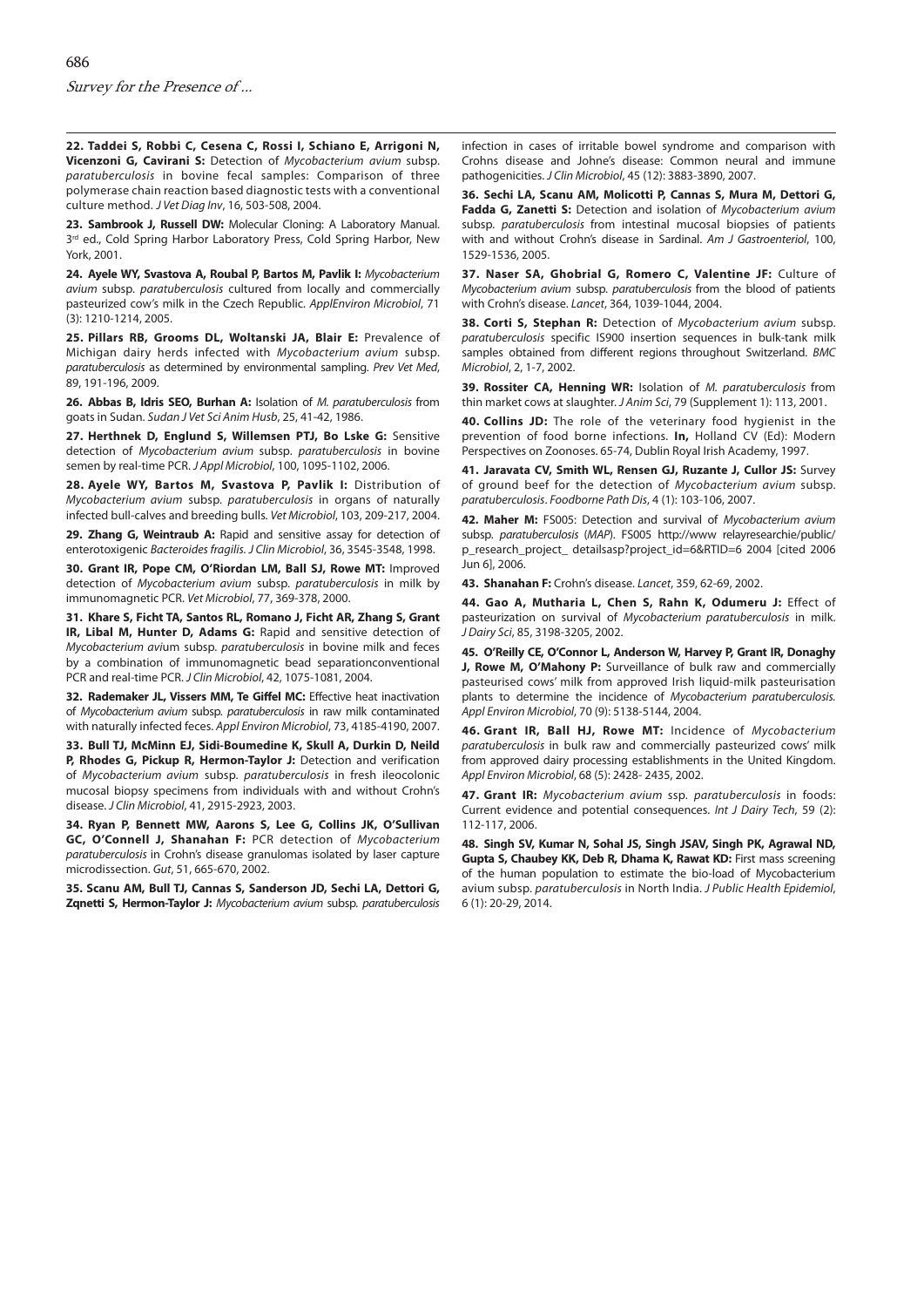**22. Taddei S, Robbi C, Cesena C, Rossi I, Schiano E, Arrigoni N, Vicenzoni G, Cavirani S:** Detection of *Mycobacterium avium* subsp. *paratuberculosis* in bovine fecal samples: Comparison of three polymerase chain reaction based diagnostic tests with a conventional culture method. *J Vet Diag Inv*, 16, 503-508, 2004.

**23. Sambrook J, Russell DW:** Molecular Cloning: A Laboratory Manual. 3rd ed., Cold Spring Harbor Laboratory Press, Cold Spring Harbor, New York, 2001.

**24. Ayele WY, Svastova A, Roubal P, Bartos M, Pavlik I:** *Mycobacterium avium* subsp. *paratuberculosis* cultured from locally and commercially pasteurized cow's milk in the Czech Republic. *ApplEnviron Microbiol*, 71 (3): 1210-1214, 2005.

**25. Pillars RB, Grooms DL, Woltanski JA, Blair E:** Prevalence of Michigan dairy herds infected with *Mycobacterium avium* subsp. *paratuberculosis* as determined by environmental sampling. *Prev Vet Med*, 89, 191-196, 2009.

**26. Abbas B, Idris SEO, Burhan A:** Isolation of *M. paratuberculosis* from goats in Sudan. *Sudan J Vet Sci Anim Husb*, 25, 41-42, 1986.

**27. Herthnek D, Englund S, Willemsen PTJ, Bo Lske G:** Sensitive detection of *Mycobacterium avium* subsp. *paratuberculosis* in bovine semen by real-time PCR. *J Appl Microbiol*, 100, 1095-1102, 2006.

**28. Ayele WY, Bartos M, Svastova P, Pavlik I:** Distribution of *Mycobacterium avium* subsp. *paratuberculosis* in organs of naturally infected bull-calves and breeding bulls. *Vet Microbiol*, 103, 209-217, 2004.

**29. Zhang G, Weintraub A:** Rapid and sensitive assay for detection of enterotoxigenic *Bacteroides fragilis*. *J Clin Microbiol*, 36, 3545-3548, 1998.

**30. Grant IR, Pope CM, O'Riordan LM, Ball SJ, Rowe MT:** Improved detection of *Mycobacterium avium* subsp. *paratuberculosis* in milk by immunomagnetic PCR. *Vet Microbiol*, 77, 369-378, 2000.

**31. Khare S, Ficht TA, Santos RL, Romano J, Ficht AR, Zhang S, Grant IR, Libal M, Hunter D, Adams G:** Rapid and sensitive detection of *Mycobacterium avi*um subsp. *paratuberculosis* in bovine milk and feces by a combination of immunomagnetic bead separationconventional PCR and real-time PCR. *J Clin Microbiol*, 42, 1075-1081, 2004.

**32. Rademaker JL, Vissers MM, Te Giffel MC:** Effective heat inactivation of *Mycobacterium avium* subsp. *paratuberculosis* in raw milk contaminated with naturally infected feces. *Appl Environ Microbiol*, 73, 4185-4190, 2007.

**33. Bull TJ, McMinn EJ, Sidi-Boumedine K, Skull A, Durkin D, Neild P, Rhodes G, Pickup R, Hermon-Taylor J:** Detection and verification of *Mycobacterium avium* subsp. *paratuberculosis* in fresh ileocolonic mucosal biopsy specimens from individuals with and without Crohn's disease. *J Clin Microbiol*, 41, 2915-2923, 2003.

**34. Ryan P, Bennett MW, Aarons S, Lee G, Collins JK, O'Sullivan GC, O'Connell J, Shanahan F:** PCR detection of *Mycobacterium paratuberculosis* in Crohn's disease granulomas isolated by laser capture microdissection. *Gut*, 51, 665-670, 2002.

**35. Scanu AM, Bull TJ, Cannas S, Sanderson JD, Sechi LA, Dettori G, Zqnetti S, Hermon-Taylor J:** *Mycobacterium avium* subsp. *paratuberculosis* infection in cases of irritable bowel syndrome and comparison with Crohns disease and Johne's disease: Common neural and immune pathogenicities. *J Clin Microbiol*, 45 (12): 3883-3890, 2007.

**36. Sechi LA, Scanu AM, Molicotti P, Cannas S, Mura M, Dettori G, Fadda G, Zanetti S:** Detection and isolation of *Mycobacterium avium* subsp. *paratuberculosis* from intestinal mucosal biopsies of patients with and without Crohn's disease in Sardinal. *Am J Gastroenteriol*, 100, 1529-1536, 2005.

**37. Naser SA, Ghobrial G, Romero C, Valentine JF:** Culture of *Mycobacterium avium* subsp. *paratuberculosis* from the blood of patients with Crohn's disease. *Lancet*, 364, 1039-1044, 2004.

**38. Corti S, Stephan R:** Detection of *Mycobacterium avium* subsp. *paratuberculosis* specific IS900 insertion sequences in bulk-tank milk samples obtained from different regions throughout Switzerland. *BMC Microbiol*, 2, 1-7, 2002.

**39. Rossiter CA, Henning WR:** Isolation of *M. paratuberculosis* from thin market cows at slaughter. *J Anim Sci*, 79 (Supplement 1): 113, 2001.

**40. Collins JD:** The role of the veterinary food hygienist in the prevention of food borne infections. **In,** Holland CV (Ed): Modern Perspectives on Zoonoses. 65-74, Dublin Royal Irish Academy, 1997.

**41. Jaravata CV, Smith WL, Rensen GJ, Ruzante J, Cullor JS:** Survey of ground beef for the detection of *Mycobacterium avium* subsp. *paratuberculosis*. *Foodborne Path Dis*, 4 (1): 103-106, 2007.

**42. Maher M:** FS005: Detection and survival of *Mycobacterium avium* subsp. *paratuberculosis* (*MAP*). FS005 http://www relayresearchie/public/ p_research_project_ detailsasp?project_id=6&RTID=6 2004 [cited 2006 Jun 6], 2006.

**43. Shanahan F:** Crohn's disease. *Lancet*, 359, 62-69, 2002.

**44. Gao A, Mutharia L, Chen S, Rahn K, Odumeru J:** Effect of pasteurization on survival of *Mycobacterium paratuberculosis* in milk. *J Dairy Sci*, 85, 3198-3205, 2002.

**45. O'Reilly CE, O'Connor L, Anderson W, Harvey P, Grant IR, Donaghy J, Rowe M, O'Mahony P:** Surveillance of bulk raw and commercially pasteurised cows' milk from approved Irish liquid-milk pasteurisation plants to determine the incidence of *Mycobacterium paratuberculosis*. *Appl Environ Microbiol*, 70 (9): 5138-5144, 2004.

**46. Grant IR, Ball HJ, Rowe MT:** Incidence of *Mycobacterium paratuberculosis* in bulk raw and commercially pasteurized cows' milk from approved dairy processing establishments in the United Kingdom. *Appl Environ Microbiol*, 68 (5): 2428- 2435, 2002.

**47. Grant IR:** *Mycobacterium avium* ssp. *paratuberculosis* in foods: Current evidence and potential consequences. *Int J Dairy Tech*, 59 (2): 112-117, 2006.

**48. Singh SV, Kumar N, Sohal JS, Singh JSAV, Singh PK, Agrawal ND, Gupta S, Chaubey KK, Deb R, Dhama K, Rawat KD:** First mass screening of the human population to estimate the bio-load of Mycobacterium avium subsp. *paratuberculosis* in North India. *J Public Health Epidemiol*, 6 (1): 20-29, 2014.